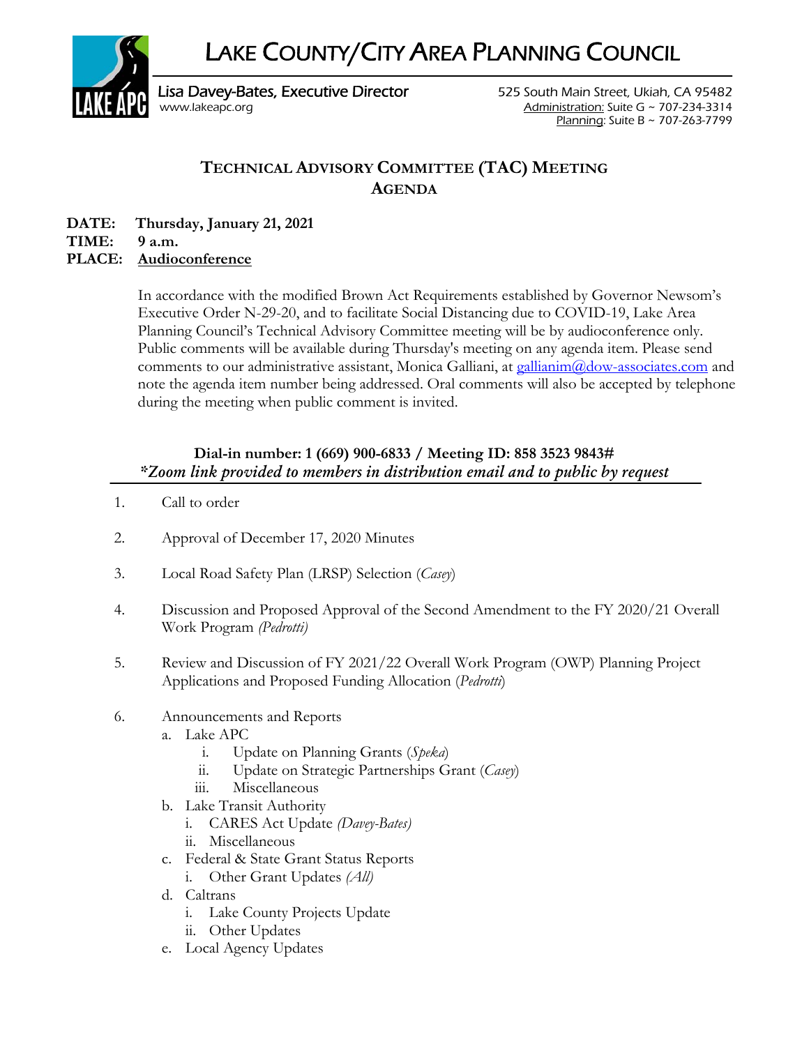# LAKE COUNTY/CITY AREA PLANNING COUNCIL

Lisa Davey-Bates, Executive Director
www.lakeapc.org

525 South Main Street, Ukiah, CA 95482
Administration: Suite G ~ 707-234-3314
Planning: Suite B ~ 707-263-7799

## TECHNICAL ADVISORY COMMITTEE (TAC) MEETING AGENDA

**DATE:** **Thursday, January 21, 2021**
**TIME:** **9 a.m.**
**PLACE:** **Audioconference**

In accordance with the modified Brown Act Requirements established by Governor Newsom's Executive Order N-29-20, and to facilitate Social Distancing due to COVID-19, Lake Area Planning Council's Technical Advisory Committee meeting will be by audioconference only. Public comments will be available during Thursday's meeting on any agenda item. Please send comments to our administrative assistant, Monica Galliani, at gallianim@dow-associates.com and note the agenda item number being addressed. Oral comments will also be accepted by telephone during the meeting when public comment is invited.

**Dial-in number: 1 (669) 900-6833 / Meeting ID: 858 3523 9843#**
***Zoom link provided to members in distribution email and to public by request***

1. Call to order
2. Approval of December 17, 2020 Minutes
3. Local Road Safety Plan (LRSP) Selection (*Casey*)
4. Discussion and Proposed Approval of the Second Amendment to the FY 2020/21 Overall Work Program *(Pedrotti)*
5. Review and Discussion of FY 2021/22 Overall Work Program (OWP) Planning Project Applications and Proposed Funding Allocation (*Pedrotti*)
6. Announcements and Reports
   a. Lake APC
      i. Update on Planning Grants (*Speka*)
      ii. Update on Strategic Partnerships Grant (*Casey*)
      iii. Miscellaneous
   b. Lake Transit Authority
      i. CARES Act Update *(Davey-Bates)*
      ii. Miscellaneous
   c. Federal & State Grant Status Reports
      i. Other Grant Updates *(All)*
   d. Caltrans
      i. Lake County Projects Update
      ii. Other Updates
   e. Local Agency Updates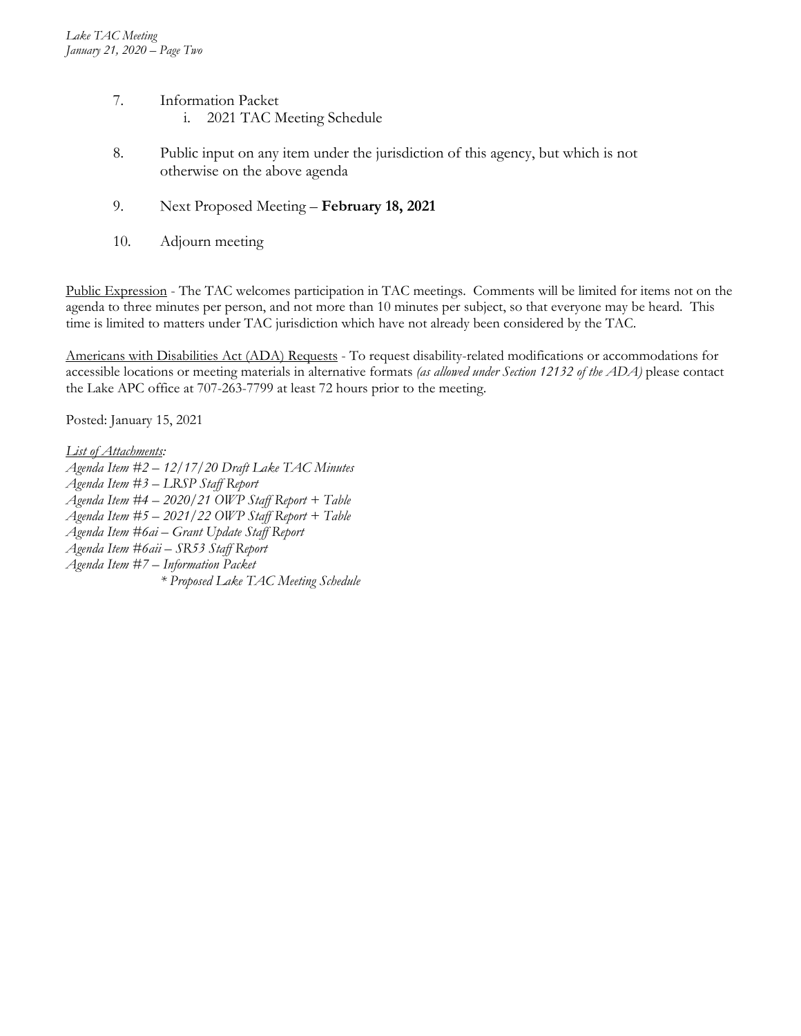7. Information Packet
    i. 2021 TAC Meeting Schedule

8. Public input on any item under the jurisdiction of this agency, but which is not otherwise on the above agenda

9. Next Proposed Meeting – **February 18, 2021**

10. Adjourn meeting

Public Expression - The TAC welcomes participation in TAC meetings. Comments will be limited for items not on the agenda to three minutes per person, and not more than 10 minutes per subject, so that everyone may be heard. This time is limited to matters under TAC jurisdiction which have not already been considered by the TAC.

Americans with Disabilities Act (ADA) Requests - To request disability-related modifications or accommodations for accessible locations or meeting materials in alternative formats *(as allowed under Section 12132 of the ADA)* please contact the Lake APC office at 707-263-7799 at least 72 hours prior to the meeting.

Posted: January 15, 2021

*List of Attachments:*
*Agenda Item #2 – 12/17/20 Draft Lake TAC Minutes*
*Agenda Item #3 – LRSP Staff Report*
*Agenda Item #4 – 2020/21 OWP Staff Report + Table*
*Agenda Item #5 – 2021/22 OWP Staff Report + Table*
*Agenda Item #6ai – Grant Update Staff Report*
*Agenda Item #6aii – SR53 Staff Report*
*Agenda Item #7 – Information Packet*
*\* Proposed Lake TAC Meeting Schedule*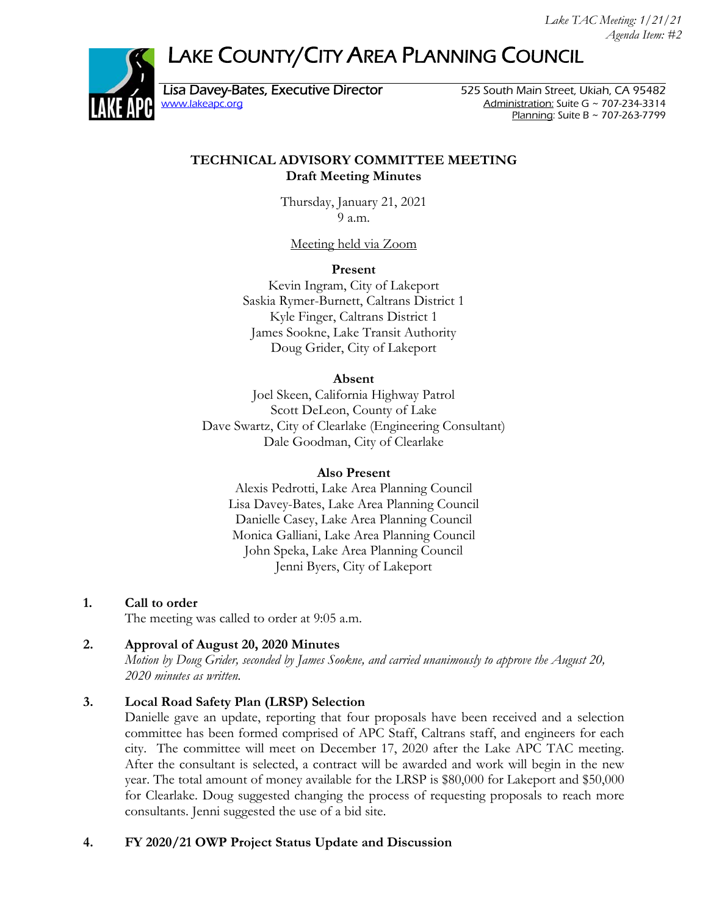Lake TAC Meeting: 1/21/21
Agenda Item: #2

# LAKE COUNTY/CITY AREA PLANNING COUNCIL

Lisa Davey-Bates, Executive Director
www.lakeapc.org

525 South Main Street, Ukiah, CA 95482
Administration: Suite G ~ 707-234-3314
Planning: Suite B ~ 707-263-7799

## TECHNICAL ADVISORY COMMITTEE MEETING
### Draft Meeting Minutes

Thursday, January 21, 2021
9 a.m.

Meeting held via Zoom

**Present**

Kevin Ingram, City of Lakeport
Saskia Rymer-Burnett, Caltrans District 1
Kyle Finger, Caltrans District 1
James Sookne, Lake Transit Authority
Doug Grider, City of Lakeport

**Absent**

Joel Skeen, California Highway Patrol
Scott DeLeon, County of Lake
Dave Swartz, City of Clearlake (Engineering Consultant)
Dale Goodman, City of Clearlake

**Also Present**

Alexis Pedrotti, Lake Area Planning Council
Lisa Davey-Bates, Lake Area Planning Council
Danielle Casey, Lake Area Planning Council
Monica Galliani, Lake Area Planning Council
John Speka, Lake Area Planning Council
Jenni Byers, City of Lakeport

1. **Call to order**
   The meeting was called to order at 9:05 a.m.

2. **Approval of August 20, 2020 Minutes**
   *Motion by Doug Grider, seconded by James Sookne, and carried unanimously to approve the August 20, 2020 minutes as written.*

3. **Local Road Safety Plan (LRSP) Selection**
   Danielle gave an update, reporting that four proposals have been received and a selection committee has been formed comprised of APC Staff, Caltrans staff, and engineers for each city. The committee will meet on December 17, 2020 after the Lake APC TAC meeting. After the consultant is selected, a contract will be awarded and work will begin in the new year. The total amount of money available for the LRSP is $80,000 for Lakeport and $50,000 for Clearlake. Doug suggested changing the process of requesting proposals to reach more consultants. Jenni suggested the use of a bid site.

4. **FY 2020/21 OWP Project Status Update and Discussion**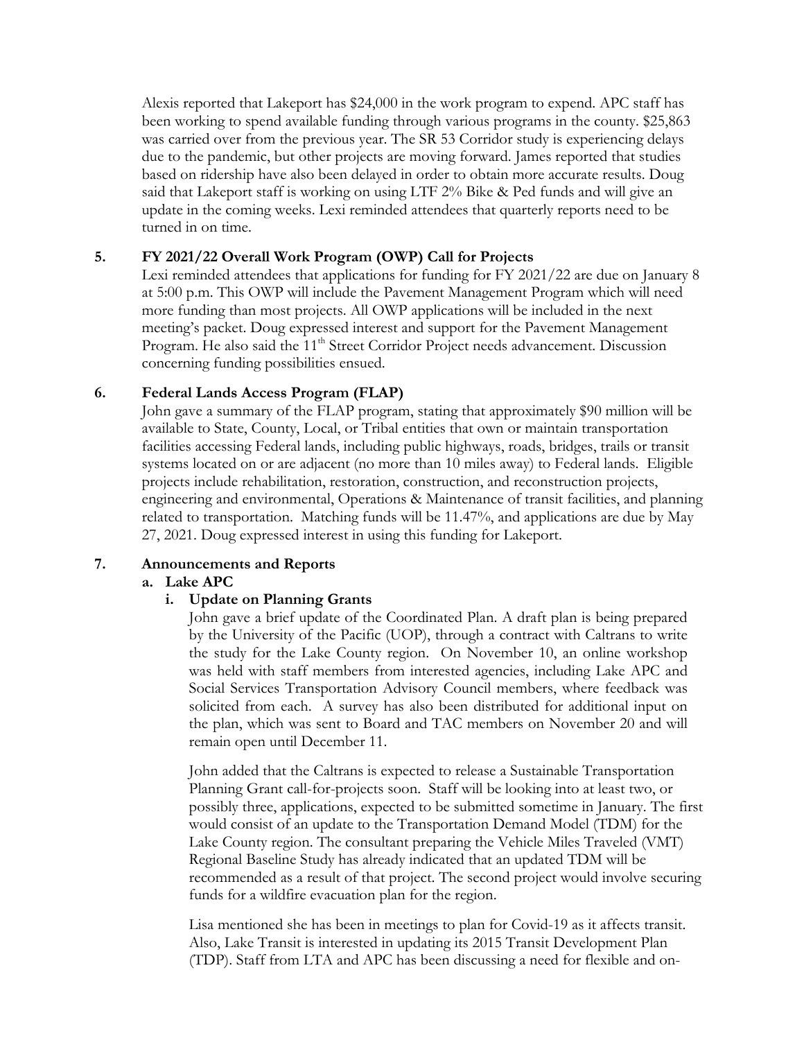Alexis reported that Lakeport has $24,000 in the work program to expend. APC staff has been working to spend available funding through various programs in the county. $25,863 was carried over from the previous year. The SR 53 Corridor study is experiencing delays due to the pandemic, but other projects are moving forward. James reported that studies based on ridership have also been delayed in order to obtain more accurate results. Doug said that Lakeport staff is working on using LTF 2% Bike & Ped funds and will give an update in the coming weeks. Lexi reminded attendees that quarterly reports need to be turned in on time.

**5. FY 2021/22 Overall Work Program (OWP) Call for Projects**

Lexi reminded attendees that applications for funding for FY 2021/22 are due on January 8 at 5:00 p.m. This OWP will include the Pavement Management Program which will need more funding than most projects. All OWP applications will be included in the next meeting's packet. Doug expressed interest and support for the Pavement Management Program. He also said the 11th Street Corridor Project needs advancement. Discussion concerning funding possibilities ensued.

**6. Federal Lands Access Program (FLAP)**

John gave a summary of the FLAP program, stating that approximately $90 million will be available to State, County, Local, or Tribal entities that own or maintain transportation facilities accessing Federal lands, including public highways, roads, bridges, trails or transit systems located on or are adjacent (no more than 10 miles away) to Federal lands. Eligible projects include rehabilitation, restoration, construction, and reconstruction projects, engineering and environmental, Operations & Maintenance of transit facilities, and planning related to transportation. Matching funds will be 11.47%, and applications are due by May 27, 2021. Doug expressed interest in using this funding for Lakeport.

**7. Announcements and Reports**

**a. Lake APC**

**i. Update on Planning Grants**

John gave a brief update of the Coordinated Plan. A draft plan is being prepared by the University of the Pacific (UOP), through a contract with Caltrans to write the study for the Lake County region. On November 10, an online workshop was held with staff members from interested agencies, including Lake APC and Social Services Transportation Advisory Council members, where feedback was solicited from each. A survey has also been distributed for additional input on the plan, which was sent to Board and TAC members on November 20 and will remain open until December 11.

John added that the Caltrans is expected to release a Sustainable Transportation Planning Grant call-for-projects soon. Staff will be looking into at least two, or possibly three, applications, expected to be submitted sometime in January. The first would consist of an update to the Transportation Demand Model (TDM) for the Lake County region. The consultant preparing the Vehicle Miles Traveled (VMT) Regional Baseline Study has already indicated that an updated TDM will be recommended as a result of that project. The second project would involve securing funds for a wildfire evacuation plan for the region.

Lisa mentioned she has been in meetings to plan for Covid-19 as it affects transit. Also, Lake Transit is interested in updating its 2015 Transit Development Plan (TDP). Staff from LTA and APC has been discussing a need for flexible and on-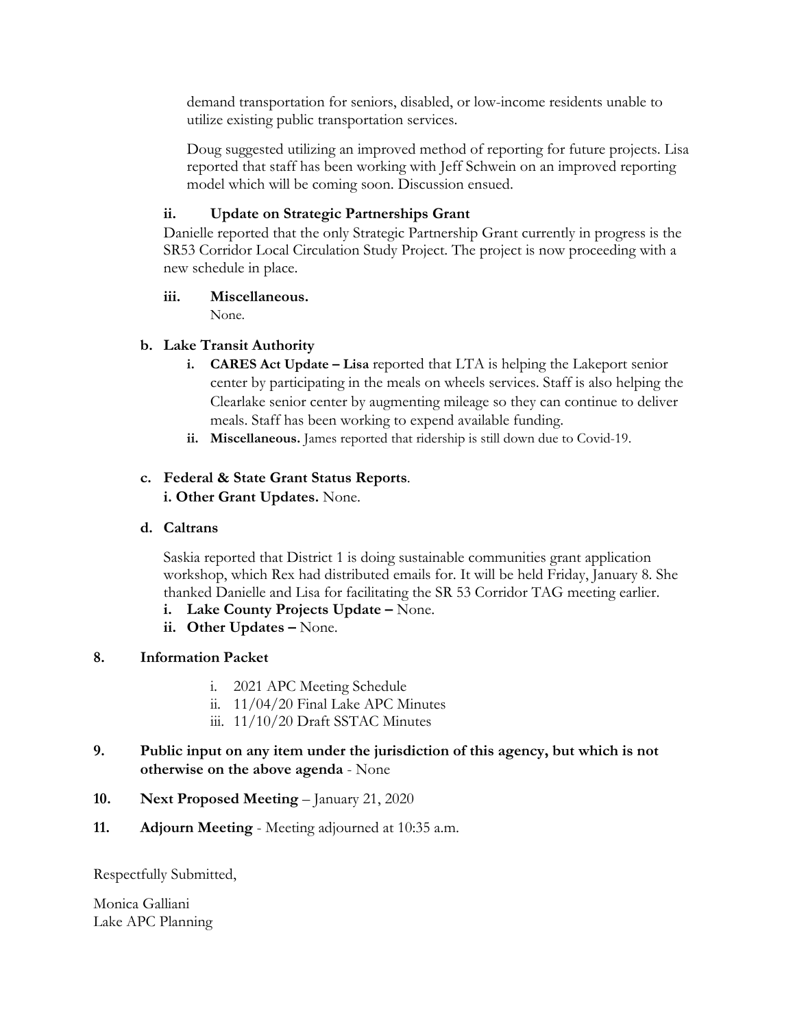demand transportation for seniors, disabled, or low-income residents unable to utilize existing public transportation services.

Doug suggested utilizing an improved method of reporting for future projects. Lisa reported that staff has been working with Jeff Schwein on an improved reporting model which will be coming soon. Discussion ensued.

**ii. Update on Strategic Partnerships Grant**

Danielle reported that the only Strategic Partnership Grant currently in progress is the SR53 Corridor Local Circulation Study Project. The project is now proceeding with a new schedule in place.

**iii. Miscellaneous.**

None.

**b. Lake Transit Authority**

i. **CARES Act Update – Lisa** reported that LTA is helping the Lakeport senior center by participating in the meals on wheels services. Staff is also helping the Clearlake senior center by augmenting mileage so they can continue to deliver meals. Staff has been working to expend available funding.

ii. **Miscellaneous.** James reported that ridership is still down due to Covid-19.

**c. Federal & State Grant Status Reports**.

**i. Other Grant Updates.** None.

**d. Caltrans**

Saskia reported that District 1 is doing sustainable communities grant application workshop, which Rex had distributed emails for. It will be held Friday, January 8. She thanked Danielle and Lisa for facilitating the SR 53 Corridor TAG meeting earlier.

i. **Lake County Projects Update –** None.

ii. **Other Updates –** None.

**8. Information Packet**

i. 2021 APC Meeting Schedule
ii. 11/04/20 Final Lake APC Minutes
iii. 11/10/20 Draft SSTAC Minutes

**9. Public input on any item under the jurisdiction of this agency, but which is not otherwise on the above agenda** - None

**10. Next Proposed Meeting** – January 21, 2020

**11. Adjourn Meeting** - Meeting adjourned at 10:35 a.m.

Respectfully Submitted,

Monica Galliani
Lake APC Planning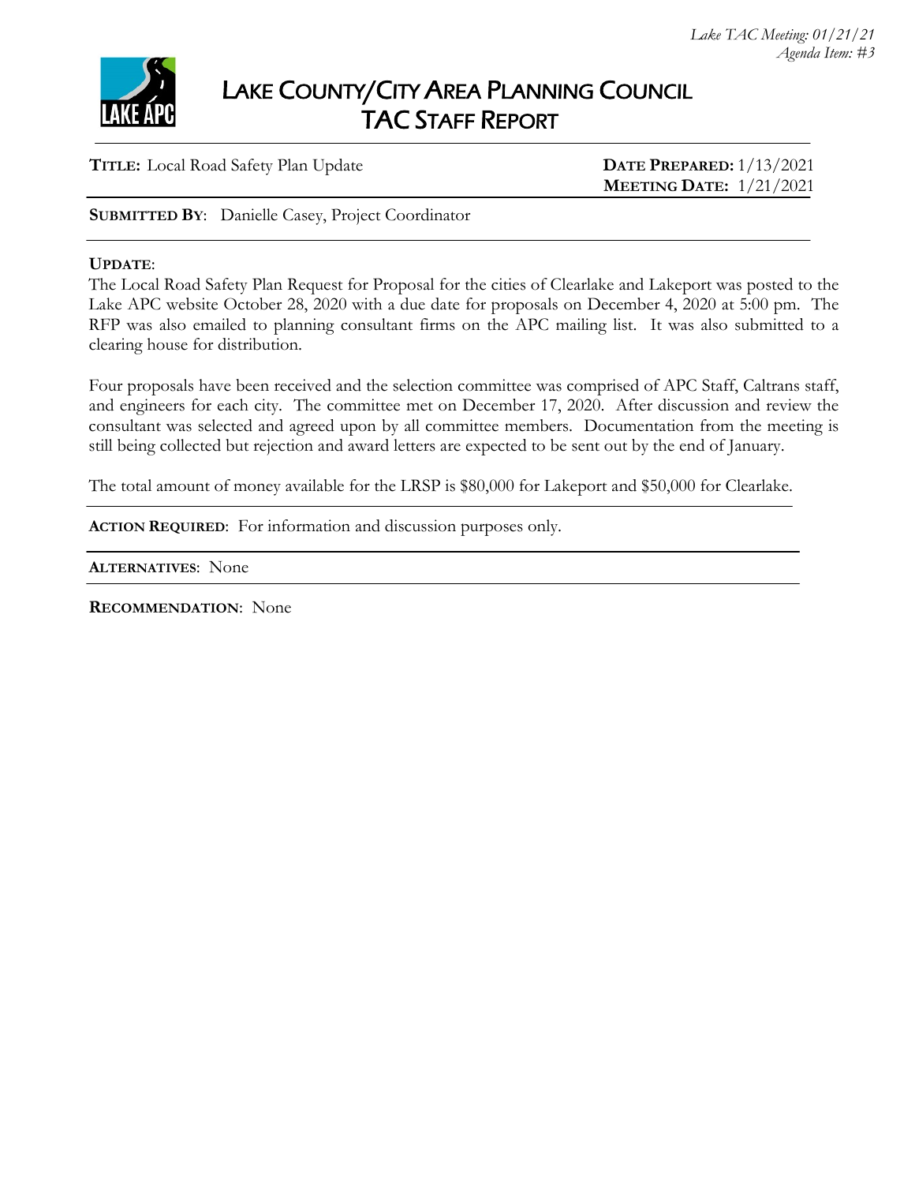*Lake TAC Meeting: 01/21/21*
*Agenda Item: #3*

# LAKE COUNTY/CITY AREA PLANNING COUNCIL
# TAC STAFF REPORT

**TITLE:** Local Road Safety Plan Update

**DATE PREPARED:** 1/13/2021
**MEETING DATE:** 1/21/2021

**SUBMITTED BY**: Danielle Casey, Project Coordinator

---

**UPDATE**:

The Local Road Safety Plan Request for Proposal for the cities of Clearlake and Lakeport was posted to the Lake APC website October 28, 2020 with a due date for proposals on December 4, 2020 at 5:00 pm. The RFP was also emailed to planning consultant firms on the APC mailing list. It was also submitted to a clearing house for distribution.

Four proposals have been received and the selection committee was comprised of APC Staff, Caltrans staff, and engineers for each city. The committee met on December 17, 2020. After discussion and review the consultant was selected and agreed upon by all committee members. Documentation from the meeting is still being collected but rejection and award letters are expected to be sent out by the end of January.

The total amount of money available for the LRSP is $80,000 for Lakeport and $50,000 for Clearlake.

---

**ACTION REQUIRED**: For information and discussion purposes only.

---

**ALTERNATIVES**: None

---

**RECOMMENDATION**: None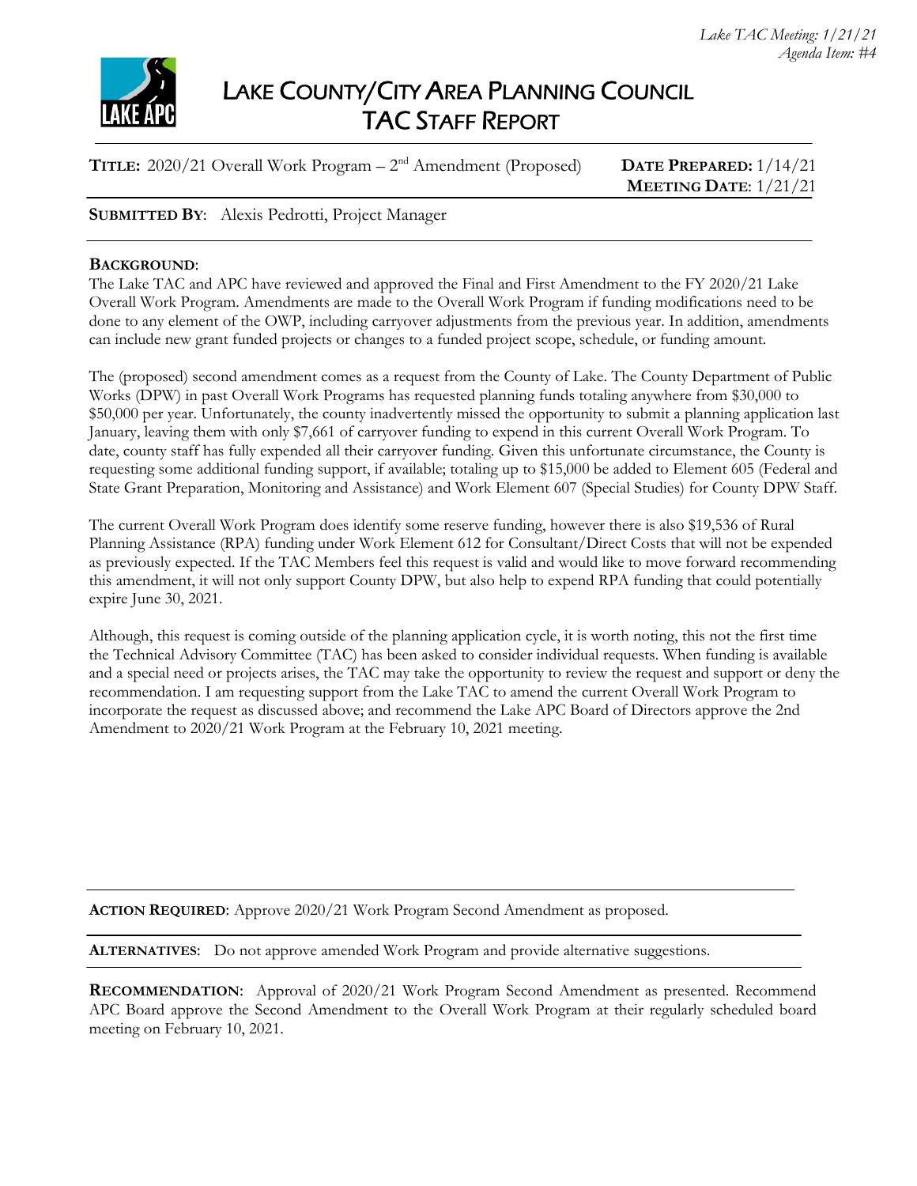*Lake TAC Meeting: 1/21/21*
*Agenda Item: #4*

# LAKE COUNTY/CITY AREA PLANNING COUNCIL
## TAC STAFF REPORT

**TITLE:** 2020/21 Overall Work Program – 2nd Amendment (Proposed) **DATE PREPARED:** 1/14/21
**MEETING DATE**: 1/21/21

**SUBMITTED BY**: Alexis Pedrotti, Project Manager

**BACKGROUND**:

The Lake TAC and APC have reviewed and approved the Final and First Amendment to the FY 2020/21 Lake Overall Work Program. Amendments are made to the Overall Work Program if funding modifications need to be done to any element of the OWP, including carryover adjustments from the previous year. In addition, amendments can include new grant funded projects or changes to a funded project scope, schedule, or funding amount.

The (proposed) second amendment comes as a request from the County of Lake. The County Department of Public Works (DPW) in past Overall Work Programs has requested planning funds totaling anywhere from $30,000 to $50,000 per year. Unfortunately, the county inadvertently missed the opportunity to submit a planning application last January, leaving them with only $7,661 of carryover funding to expend in this current Overall Work Program. To date, county staff has fully expended all their carryover funding. Given this unfortunate circumstance, the County is requesting some additional funding support, if available; totaling up to $15,000 be added to Element 605 (Federal and State Grant Preparation, Monitoring and Assistance) and Work Element 607 (Special Studies) for County DPW Staff.

The current Overall Work Program does identify some reserve funding, however there is also $19,536 of Rural Planning Assistance (RPA) funding under Work Element 612 for Consultant/Direct Costs that will not be expended as previously expected. If the TAC Members feel this request is valid and would like to move forward recommending this amendment, it will not only support County DPW, but also help to expend RPA funding that could potentially expire June 30, 2021.

Although, this request is coming outside of the planning application cycle, it is worth noting, this not the first time the Technical Advisory Committee (TAC) has been asked to consider individual requests. When funding is available and a special need or projects arises, the TAC may take the opportunity to review the request and support or deny the recommendation. I am requesting support from the Lake TAC to amend the current Overall Work Program to incorporate the request as discussed above; and recommend the Lake APC Board of Directors approve the 2nd Amendment to 2020/21 Work Program at the February 10, 2021 meeting.

---

**ACTION REQUIRED**: Approve 2020/21 Work Program Second Amendment as proposed.

---

**ALTERNATIVES**: Do not approve amended Work Program and provide alternative suggestions.

---

**RECOMMENDATION**: Approval of 2020/21 Work Program Second Amendment as presented. Recommend APC Board approve the Second Amendment to the Overall Work Program at their regularly scheduled board meeting on February 10, 2021.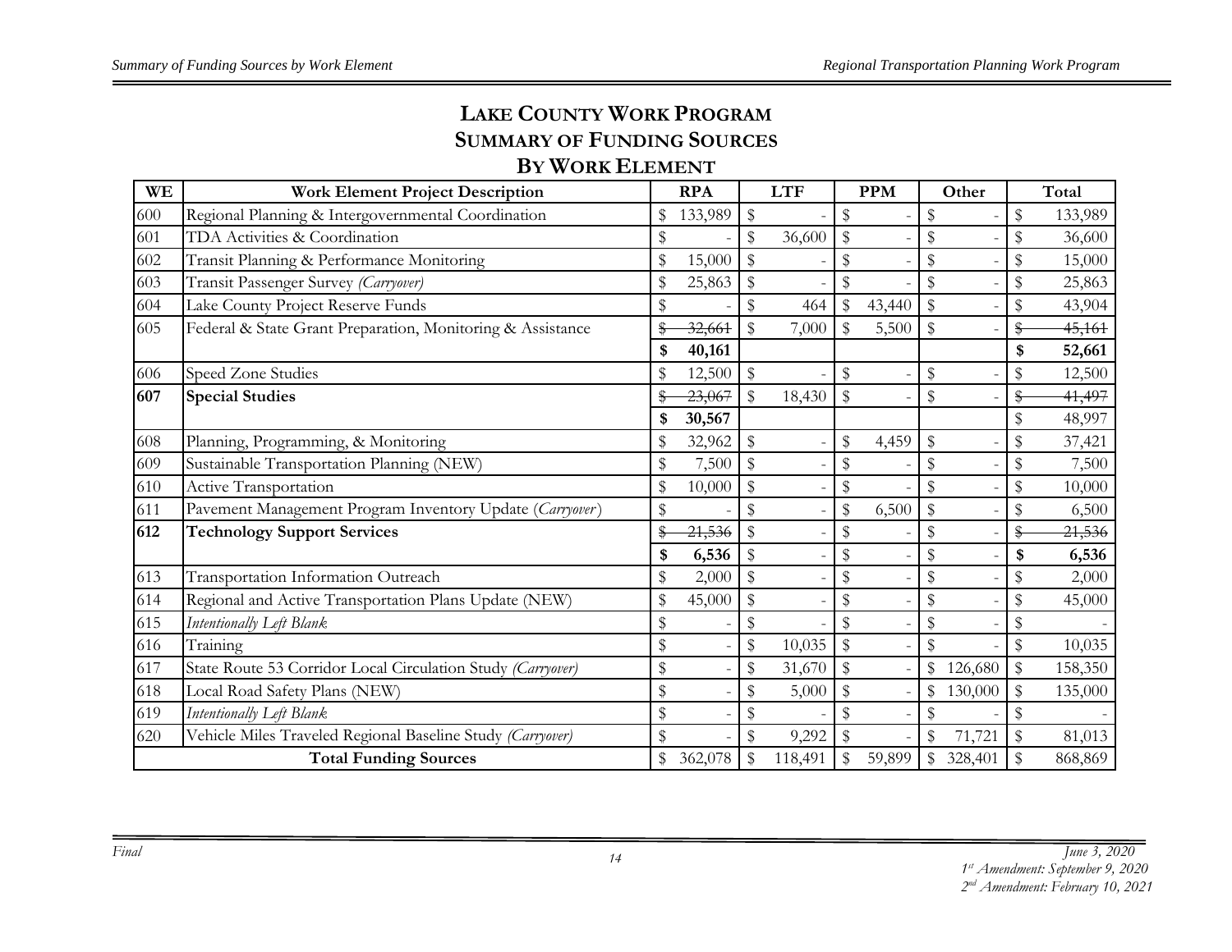# LAKE COUNTY WORK PROGRAM
## SUMMARY OF FUNDING SOURCES
## BY WORK ELEMENT

| WE | Work Element Project Description | RPA | LTF | PPM | Other | Total |
|---|---|---|---|---|---|---|
| 600 | Regional Planning & Intergovernmental Coordination | $ 133,989 | $ - | $ - | $ - | $ 133,989 |
| 601 | TDA Activities & Coordination | $ - | $ 36,600 | $ - | $ - | $ 36,600 |
| 602 | Transit Planning & Performance Monitoring | $ 15,000 | $ - | $ - | $ - | $ 15,000 |
| 603 | Transit Passenger Survey *(Carryover)* | $ 25,863 | $ - | $ - | $ - | $ 25,863 |
| 604 | Lake County Project Reserve Funds | $ - | $ 464 | $ 43,440 | $ - | $ 43,904 |
| 605 | Federal & State Grant Preparation, Monitoring & Assistance | ~~$ 32,661~~ | $ 7,000 | $ 5,500 | $ - | ~~$ 45,161~~ |
| | | **$ 40,161** | | | | **$ 52,661** |
| 606 | Speed Zone Studies | $ 12,500 | $ - | $ - | $ - | $ 12,500 |
| **607** | **Special Studies** | ~~$ 23,067~~ | $ 18,430 | $ - | $ - | ~~$ 41,497~~ |
| | | **$ 30,567** | | | | $ 48,997 |
| 608 | Planning, Programming, & Monitoring | $ 32,962 | $ - | $ 4,459 | $ - | $ 37,421 |
| 609 | Sustainable Transportation Planning (NEW) | $ 7,500 | $ - | $ - | $ - | $ 7,500 |
| 610 | Active Transportation | $ 10,000 | $ - | $ - | $ - | $ 10,000 |
| 611 | Pavement Management Program Inventory Update (*Carryover*) | $ - | $ - | $ 6,500 | $ - | $ 6,500 |
| **612** | **Technology Support Services** | ~~$ 21,536~~ | $ - | $ - | $ - | ~~$ 21,536~~ |
| | | **$ 6,536** | $ - | $ - | $ - | **$ 6,536** |
| 613 | Transportation Information Outreach | $ 2,000 | $ - | $ - | $ - | $ 2,000 |
| 614 | Regional and Active Transportation Plans Update (NEW) | $ 45,000 | $ - | $ - | $ - | $ 45,000 |
| 615 | *Intentionally Left Blank* | $ - | $ - | $ - | $ - | $ - |
| 616 | Training | $ - | $ 10,035 | $ - | $ - | $ 10,035 |
| 617 | State Route 53 Corridor Local Circulation Study *(Carryover)* | $ - | $ 31,670 | $ - | $ 126,680 | $ 158,350 |
| 618 | Local Road Safety Plans (NEW) | $ - | $ 5,000 | $ - | $ 130,000 | $ 135,000 |
| 619 | *Intentionally Left Blank* | $ - | $ - | $ - | $ - | $ - |
| 620 | Vehicle Miles Traveled Regional Baseline Study *(Carryover)* | $ - | $ 9,292 | $ - | $ 71,721 | $ 81,013 |
| | **Total Funding Sources** | $ 362,078 | $ 118,491 | $ 59,899 | $ 328,401 | $ 868,869 |

*Final*

*June 3, 2020*
*1st Amendment: September 9, 2020*
*2nd Amendment: February 10, 2021*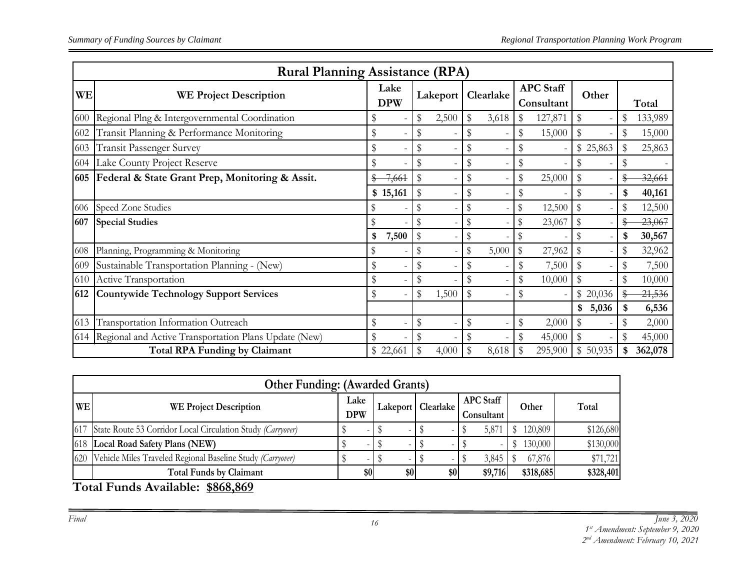| Rural Planning Assistance (RPA) | | | | | | | | |
|---|---|---|---|---|---|---|---|---|
| **WE** | **WE Project Description** | **Lake DPW** | **Lakeport** | **Clearlake** | **APC Staff Consultant** | **Other** | **Total** |
| 600 | Regional Plng & Intergovernmental Coordination | $ - | $ 2,500 | $ 3,618 | $ 127,871 | $ - | $ 133,989 |
| 602 | Transit Planning & Performance Monitoring | $ - | $ - | $ - | $ 15,000 | $ - | $ 15,000 |
| 603 | Transit Passenger Survey | $ - | $ - | $ - | $ - | $ 25,863 | $ 25,863 |
| 604 | Lake County Project Reserve | $ - | $ - | $ - | $ - | $ - | $ - |
| **605** | **Federal & State Grant Prep, Monitoring & Assit.** | ~~$ 7,661~~ | $ - | $ - | $ 25,000 | $ - | ~~$ 32,661~~ |
| | | **$ 15,161** | $ - | $ - | $ - | $ - | **$ 40,161** |
| 606 | Speed Zone Studies | $ - | $ - | $ - | $ 12,500 | $ - | $ 12,500 |
| **607** | **Special Studies** | $ - | $ - | $ - | $ 23,067 | $ - | ~~$ 23,067~~ |
| | | **$ 7,500** | $ - | $ - | $ - | $ - | **$ 30,567** |
| 608 | Planning, Programming & Monitoring | $ - | $ - | $ 5,000 | $ 27,962 | $ - | $ 32,962 |
| 609 | Sustainable Transportation Planning - (New) | $ - | $ - | $ - | $ 7,500 | $ - | $ 7,500 |
| 610 | Active Transportation | $ - | $ - | $ - | $ 10,000 | $ - | $ 10,000 |
| **612** | **Countywide Technology Support Services** | $ - | $ 1,500 | $ - | $ - | $ 20,036 | ~~$ 21,536~~ |
| | | | | | | **$ 5,036** | **$ 6,536** |
| 613 | Transportation Information Outreach | $ - | $ - | $ - | $ 2,000 | $ - | $ 2,000 |
| 614 | Regional and Active Transportation Plans Update (New) | $ - | $ - | $ - | $ 45,000 | $ - | $ 45,000 |
| | **Total RPA Funding by Claimant** | $ 22,661 | $ 4,000 | $ 8,618 | $ 295,900 | $ 50,935 | **$ 362,078** |

| Other Funding: (Awarded Grants) | | | | | | | |
|---|---|---|---|---|---|---|---|
| **WE** | **WE Project Description** | **Lake DPW** | **Lakeport** | **Clearlake** | **APC Staff Consultant** | **Other** | **Total** |
| 617 | State Route 53 Corridor Local Circulation Study *(Carryover)* | $ - | $ - | $ - | $ 5,871 | $ 120,809 | $126,680 |
| 618 | **Local Road Safety Plans (NEW)** | $ - | $ - | $ - | $ - | $ 130,000 | $130,000 |
| 620 | Vehicle Miles Traveled Regional Baseline Study *(Carryover)* | $ - | $ - | $ - | $ 3,845 | $ 67,876 | $71,721 |
| | **Total Funds by Claimant** | **$0** | **$0** | **$0** | **$9,716** | **$318,685** | **$328,401** |

**Total Funds Available: $868,869**

*Final*

*June 3, 2020*
*1st Amendment: September 9, 2020*
*2nd Amendment: February 10, 2021*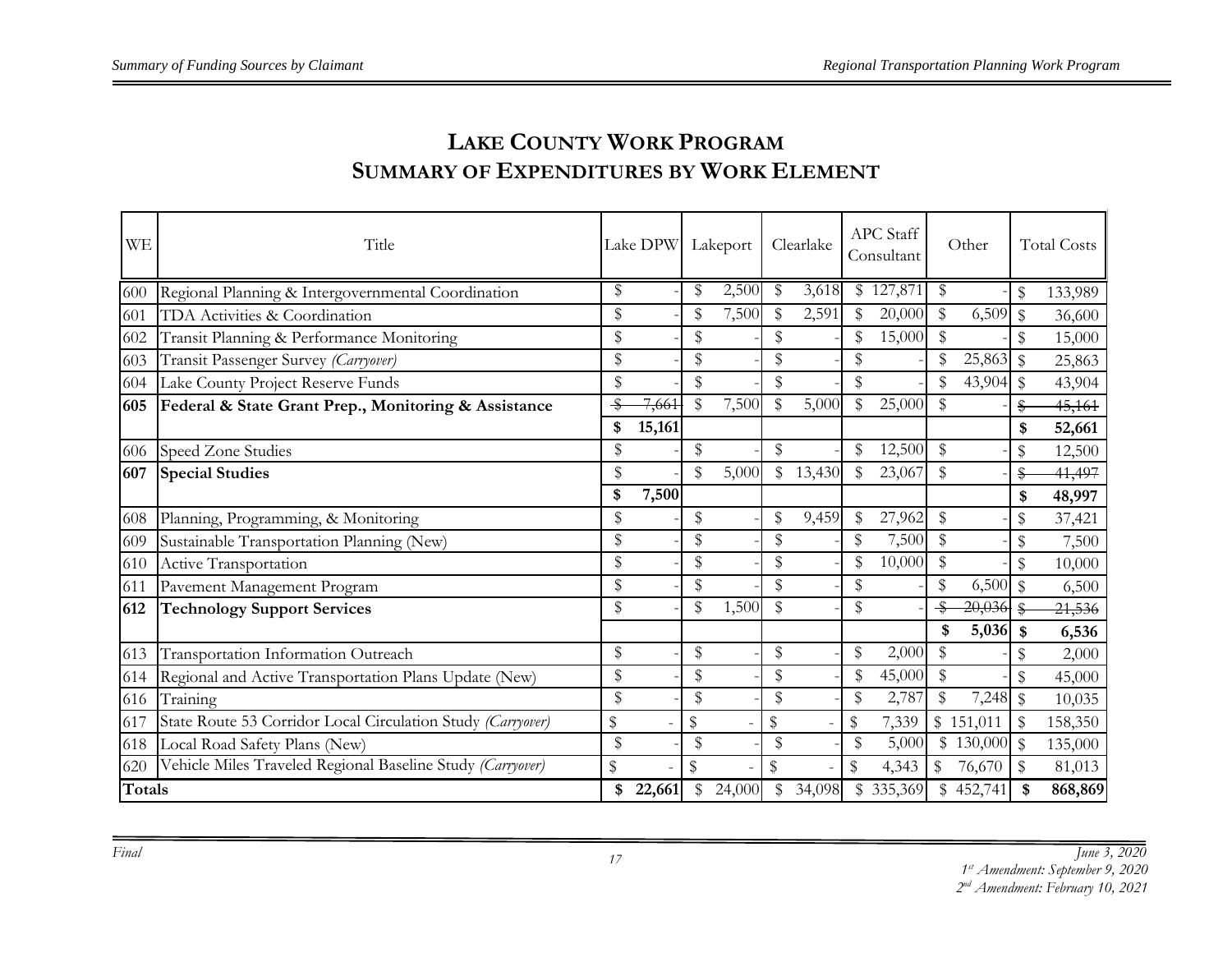## LAKE COUNTY WORK PROGRAM
## SUMMARY OF EXPENDITURES BY WORK ELEMENT

| WE | Title | Lake DPW | Lakeport | Clearlake | APC Staff Consultant | Other | Total Costs |
|---|---|---|---|---|---|---|---|
| 600 | Regional Planning & Intergovernmental Coordination | $ - | $ 2,500 | $ 3,618 | $ 127,871 | $ - | $ 133,989 |
| 601 | TDA Activities & Coordination | $ - | $ 7,500 | $ 2,591 | $ 20,000 | $ 6,509 | $ 36,600 |
| 602 | Transit Planning & Performance Monitoring | $ - | $ - | $ - | $ 15,000 | $ - | $ 15,000 |
| 603 | Transit Passenger Survey *(Carryover)* | $ - | $ - | $ - | $ - | $ 25,863 | $ 25,863 |
| 604 | Lake County Project Reserve Funds | $ - | $ - | $ - | $ - | $ 43,904 | $ 43,904 |
| **605** | **Federal & State Grant Prep., Monitoring & Assistance** | ~~$ 7,661~~ | $ 7,500 | $ 5,000 | $ 25,000 | $ - | ~~$ 45,161~~ |
| | | **$ 15,161** | | | | | **$ 52,661** |
| 606 | Speed Zone Studies | $ - | $ - | $ - | $ 12,500 | $ - | $ 12,500 |
| **607** | **Special Studies** | $ - | $ 5,000 | $ 13,430 | $ 23,067 | $ - | ~~$ 41,497~~ |
| | | **$ 7,500** | | | | | **$ 48,997** |
| 608 | Planning, Programming, & Monitoring | $ - | $ - | $ 9,459 | $ 27,962 | $ - | $ 37,421 |
| 609 | Sustainable Transportation Planning (New) | $ - | $ - | $ - | $ 7,500 | $ - | $ 7,500 |
| 610 | Active Transportation | $ - | $ - | $ - | $ 10,000 | $ - | $ 10,000 |
| 611 | Pavement Management Program | $ - | $ - | $ - | $ - | $ 6,500 | $ 6,500 |
| **612** | **Technology Support Services** | $ - | $ 1,500 | $ - | $ - | ~~$ 20,036~~ | ~~$ 21,536~~ |
| | | | | | | **$ 5,036** | **$ 6,536** |
| 613 | Transportation Information Outreach | $ - | $ - | $ - | $ 2,000 | $ - | $ 2,000 |
| 614 | Regional and Active Transportation Plans Update (New) | $ - | $ - | $ - | $ 45,000 | $ - | $ 45,000 |
| 616 | Training | $ - | $ - | $ - | $ 2,787 | $ 7,248 | $ 10,035 |
| 617 | State Route 53 Corridor Local Circulation Study *(Carryover)* | $ - | $ - | $ - | $ 7,339 | $ 151,011 | $ 158,350 |
| 618 | Local Road Safety Plans (New) | $ - | $ - | $ - | $ 5,000 | $ 130,000 | $ 135,000 |
| 620 | Vehicle Miles Traveled Regional Baseline Study *(Carryover)* | $ - | $ - | $ - | $ 4,343 | $ 76,670 | $ 81,013 |
| **Totals** | | **$ 22,661** | $ 24,000 | $ 34,098 | $ 335,369 | $ 452,741 | **$ 868,869** |

*Final*

*June 3, 2020*
*1st Amendment: September 9, 2020*
*2nd Amendment: February 10, 2021*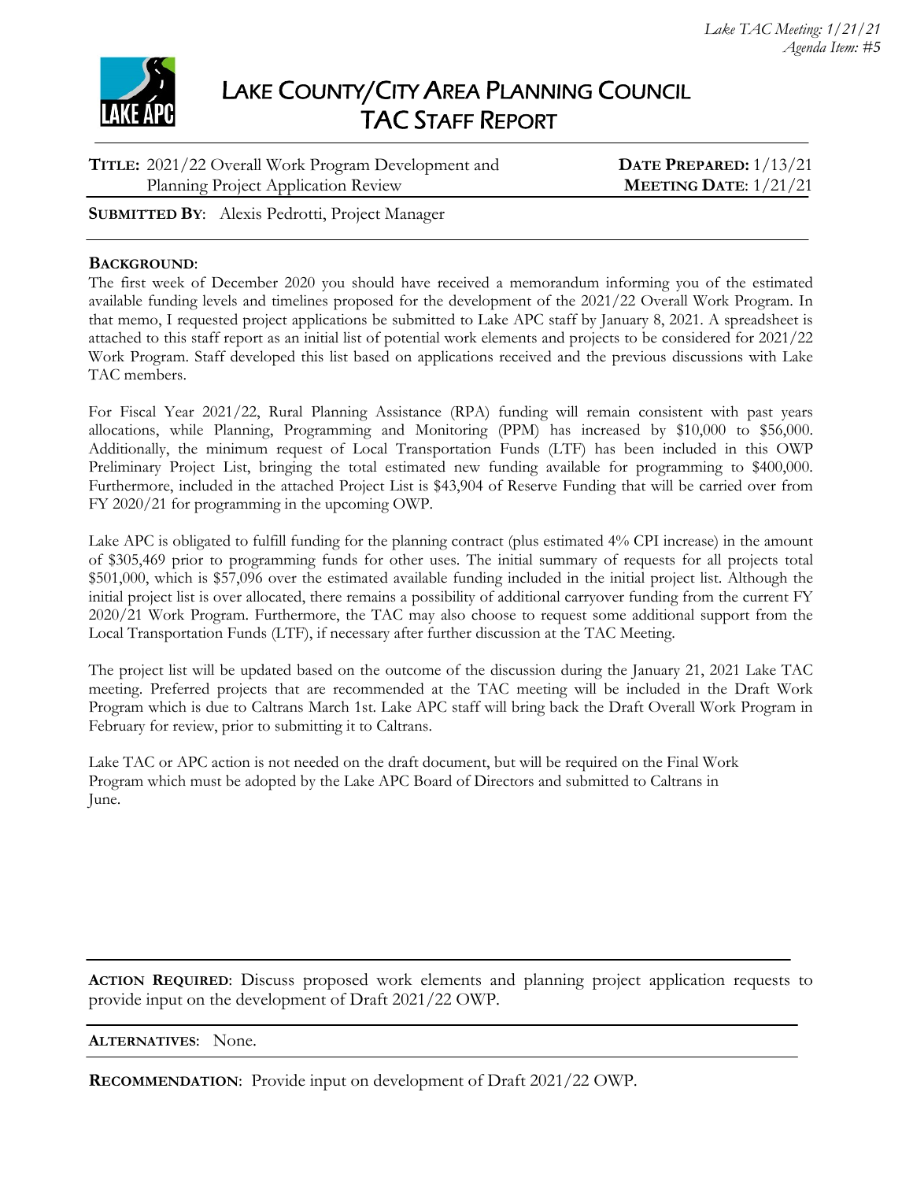*Lake TAC Meeting: 1/21/21*
*Agenda Item: #5*

# LAKE COUNTY/CITY AREA PLANNING COUNCIL
## TAC STAFF REPORT

**TITLE:** 2021/22 Overall Work Program Development and Planning Project Application Review

**DATE PREPARED:** 1/13/21
**MEETING DATE:** 1/21/21

**SUBMITTED BY**: Alexis Pedrotti, Project Manager

**BACKGROUND**:

The first week of December 2020 you should have received a memorandum informing you of the estimated available funding levels and timelines proposed for the development of the 2021/22 Overall Work Program. In that memo, I requested project applications be submitted to Lake APC staff by January 8, 2021. A spreadsheet is attached to this staff report as an initial list of potential work elements and projects to be considered for 2021/22 Work Program. Staff developed this list based on applications received and the previous discussions with Lake TAC members.

For Fiscal Year 2021/22, Rural Planning Assistance (RPA) funding will remain consistent with past years allocations, while Planning, Programming and Monitoring (PPM) has increased by $10,000 to $56,000. Additionally, the minimum request of Local Transportation Funds (LTF) has been included in this OWP Preliminary Project List, bringing the total estimated new funding available for programming to $400,000. Furthermore, included in the attached Project List is $43,904 of Reserve Funding that will be carried over from FY 2020/21 for programming in the upcoming OWP.

Lake APC is obligated to fulfill funding for the planning contract (plus estimated 4% CPI increase) in the amount of $305,469 prior to programming funds for other uses. The initial summary of requests for all projects total $501,000, which is $57,096 over the estimated available funding included in the initial project list. Although the initial project list is over allocated, there remains a possibility of additional carryover funding from the current FY 2020/21 Work Program. Furthermore, the TAC may also choose to request some additional support from the Local Transportation Funds (LTF), if necessary after further discussion at the TAC Meeting.

The project list will be updated based on the outcome of the discussion during the January 21, 2021 Lake TAC meeting. Preferred projects that are recommended at the TAC meeting will be included in the Draft Work Program which is due to Caltrans March 1st. Lake APC staff will bring back the Draft Overall Work Program in February for review, prior to submitting it to Caltrans.

Lake TAC or APC action is not needed on the draft document, but will be required on the Final Work Program which must be adopted by the Lake APC Board of Directors and submitted to Caltrans in June.

---

**ACTION REQUIRED**: Discuss proposed work elements and planning project application requests to provide input on the development of Draft 2021/22 OWP.

---

**ALTERNATIVES**: None.

---

**RECOMMENDATION**: Provide input on development of Draft 2021/22 OWP.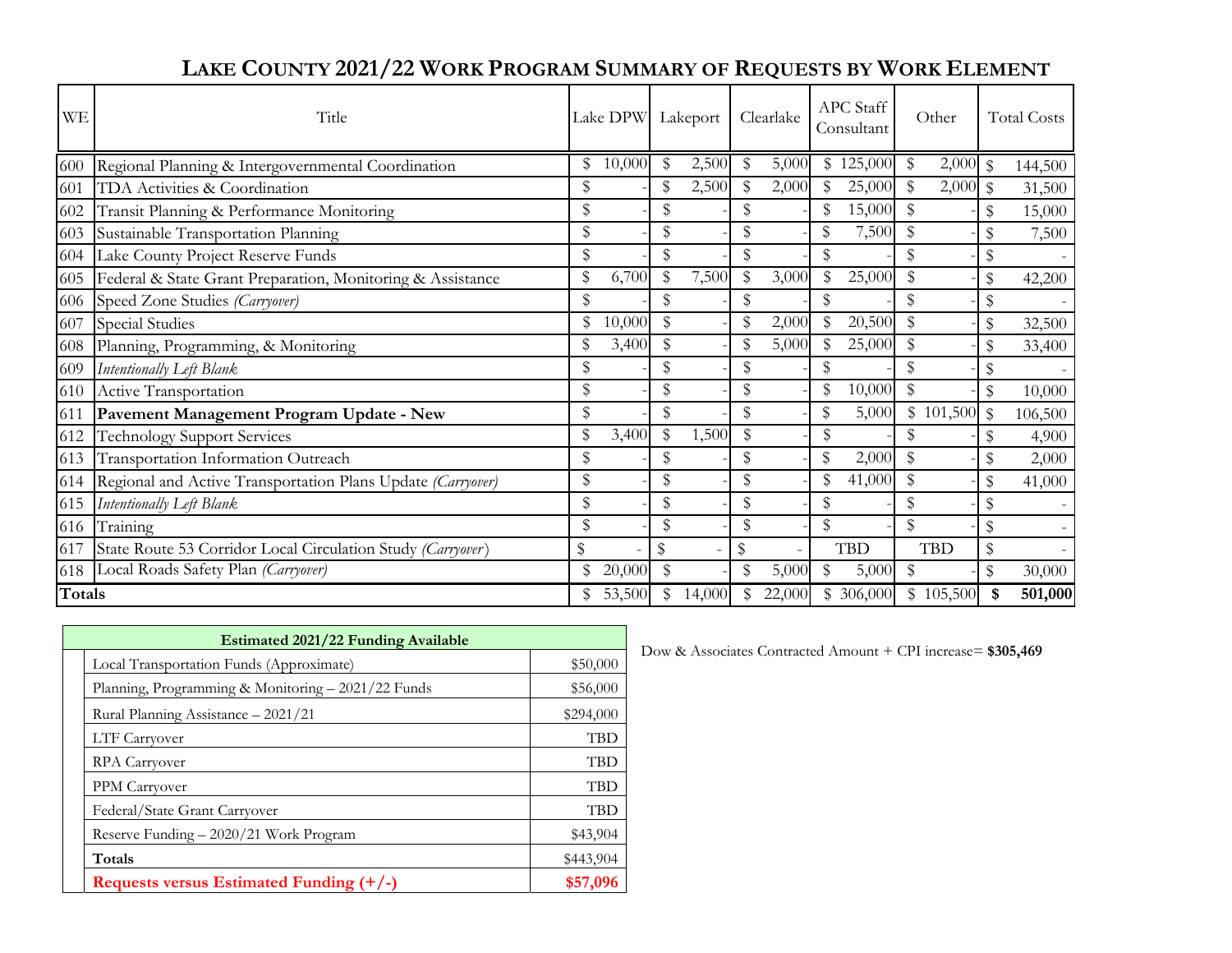# LAKE COUNTY 2021/22 WORK PROGRAM SUMMARY OF REQUESTS BY WORK ELEMENT

| WE | Title | Lake DPW | Lakeport | Clearlake | APC Staff Consultant | Other | Total Costs |
|---|---|---|---|---|---|---|---|
| 600 | Regional Planning & Intergovernmental Coordination | $ 10,000 | $ 2,500 | $ 5,000 | $ 125,000 | $ 2,000 | $ 144,500 |
| 601 | TDA Activities & Coordination | $ - | $ 2,500 | $ 2,000 | $ 25,000 | $ 2,000 | $ 31,500 |
| 602 | Transit Planning & Performance Monitoring | $ - | $ - | $ - | $ 15,000 | $ - | $ 15,000 |
| 603 | Sustainable Transportation Planning | $ - | $ - | $ - | $ 7,500 | $ - | $ 7,500 |
| 604 | Lake County Project Reserve Funds | $ - | $ - | $ - | $ - | $ - | $ - |
| 605 | Federal & State Grant Preparation, Monitoring & Assistance | $ 6,700 | $ 7,500 | $ 3,000 | $ 25,000 | $ - | $ 42,200 |
| 606 | Speed Zone Studies *(Carryover)* | $ - | $ - | $ - | $ - | $ - | $ - |
| 607 | Special Studies | $ 10,000 | $ - | $ 2,000 | $ 20,500 | $ - | $ 32,500 |
| 608 | Planning, Programming, & Monitoring | $ 3,400 | $ - | $ 5,000 | $ 25,000 | $ - | $ 33,400 |
| 609 | *Intentionally Left Blank* | $ - | $ - | $ - | $ - | $ - | $ - |
| 610 | Active Transportation | $ - | $ - | $ - | $ 10,000 | $ - | $ 10,000 |
| 611 | **Pavement Management Program Update - New** | $ - | $ - | $ - | $ 5,000 | $ 101,500 | $ 106,500 |
| 612 | Technology Support Services | $ 3,400 | $ 1,500 | $ - | $ - | $ - | $ 4,900 |
| 613 | Transportation Information Outreach | $ - | $ - | $ - | $ 2,000 | $ - | $ 2,000 |
| 614 | Regional and Active Transportation Plans Update *(Carryover)* | $ - | $ - | $ - | $ 41,000 | $ - | $ 41,000 |
| 615 | *Intentionally Left Blank* | $ - | $ - | $ - | $ - | $ - | $ - |
| 616 | Training | $ - | $ - | $ - | $ - | $ - | $ - |
| 617 | State Route 53 Corridor Local Circulation Study *(Carryover)* | $ - | $ - | $ - | TBD | TBD | $ - |
| 618 | Local Roads Safety Plan *(Carryover)* | $ 20,000 | $ - | $ 5,000 | $ 5,000 | $ - | $ 30,000 |
| **Totals** | | $ 53,500 | $ 14,000 | $ 22,000 | $ 306,000 | $ 105,500 | **$ 501,000** |

| Estimated 2021/22 Funding Available | |
|---|---|
| Local Transportation Funds (Approximate) | $50,000 |
| Planning, Programming & Monitoring – 2021/22 Funds | $56,000 |
| Rural Planning Assistance – 2021/21 | $294,000 |
| LTF Carryover | TBD |
| RPA Carryover | TBD |
| PPM Carryover | TBD |
| Federal/State Grant Carryover | TBD |
| Reserve Funding – 2020/21 Work Program | $43,904 |
| **Totals** | $443,904 |
| **Requests versus Estimated Funding (+/-)** | **$57,096** |

Dow & Associates Contracted Amount + CPI increase= **$305,469**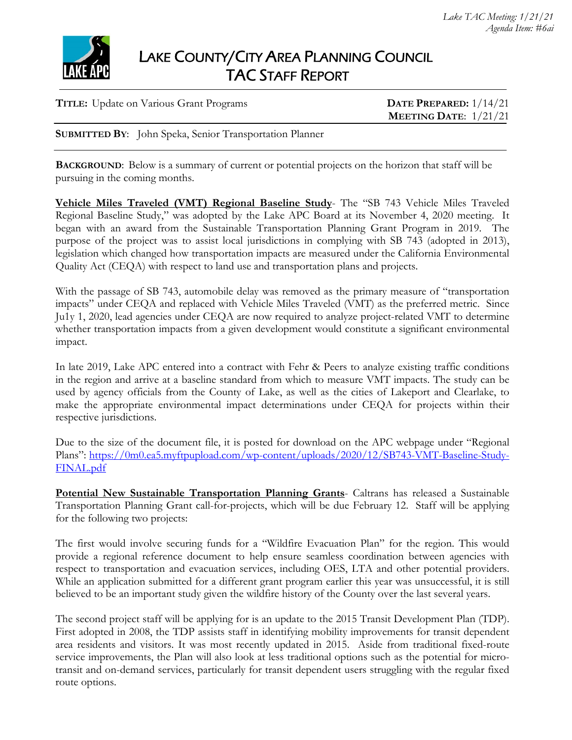# LAKE COUNTY/CITY AREA PLANNING COUNCIL
## TAC STAFF REPORT

*Lake TAC Meeting: 1/21/21*
*Agenda Item: #6ai*

**TITLE:** Update on Various Grant Programs

**DATE PREPARED:** 1/14/21
**MEETING DATE:** 1/21/21

**SUBMITTED BY**: John Speka, Senior Transportation Planner

**BACKGROUND**: Below is a summary of current or potential projects on the horizon that staff will be pursuing in the coming months.

**Vehicle Miles Traveled (VMT) Regional Baseline Study**- The "SB 743 Vehicle Miles Traveled Regional Baseline Study," was adopted by the Lake APC Board at its November 4, 2020 meeting. It began with an award from the Sustainable Transportation Planning Grant Program in 2019. The purpose of the project was to assist local jurisdictions in complying with SB 743 (adopted in 2013), legislation which changed how transportation impacts are measured under the California Environmental Quality Act (CEQA) with respect to land use and transportation plans and projects.

With the passage of SB 743, automobile delay was removed as the primary measure of "transportation impacts" under CEQA and replaced with Vehicle Miles Traveled (VMT) as the preferred metric. Since Ju1y 1, 2020, lead agencies under CEQA are now required to analyze project-related VMT to determine whether transportation impacts from a given development would constitute a significant environmental impact.

In late 2019, Lake APC entered into a contract with Fehr & Peers to analyze existing traffic conditions in the region and arrive at a baseline standard from which to measure VMT impacts. The study can be used by agency officials from the County of Lake, as well as the cities of Lakeport and Clearlake, to make the appropriate environmental impact determinations under CEQA for projects within their respective jurisdictions.

Due to the size of the document file, it is posted for download on the APC webpage under "Regional Plans": https://0m0.ea5.myftpupload.com/wp-content/uploads/2020/12/SB743-VMT-Baseline-Study-FINAL.pdf

**Potential New Sustainable Transportation Planning Grants**- Caltrans has released a Sustainable Transportation Planning Grant call-for-projects, which will be due February 12. Staff will be applying for the following two projects:

The first would involve securing funds for a "Wildfire Evacuation Plan" for the region. This would provide a regional reference document to help ensure seamless coordination between agencies with respect to transportation and evacuation services, including OES, LTA and other potential providers. While an application submitted for a different grant program earlier this year was unsuccessful, it is still believed to be an important study given the wildfire history of the County over the last several years.

The second project staff will be applying for is an update to the 2015 Transit Development Plan (TDP). First adopted in 2008, the TDP assists staff in identifying mobility improvements for transit dependent area residents and visitors. It was most recently updated in 2015. Aside from traditional fixed-route service improvements, the Plan will also look at less traditional options such as the potential for micro-transit and on-demand services, particularly for transit dependent users struggling with the regular fixed route options.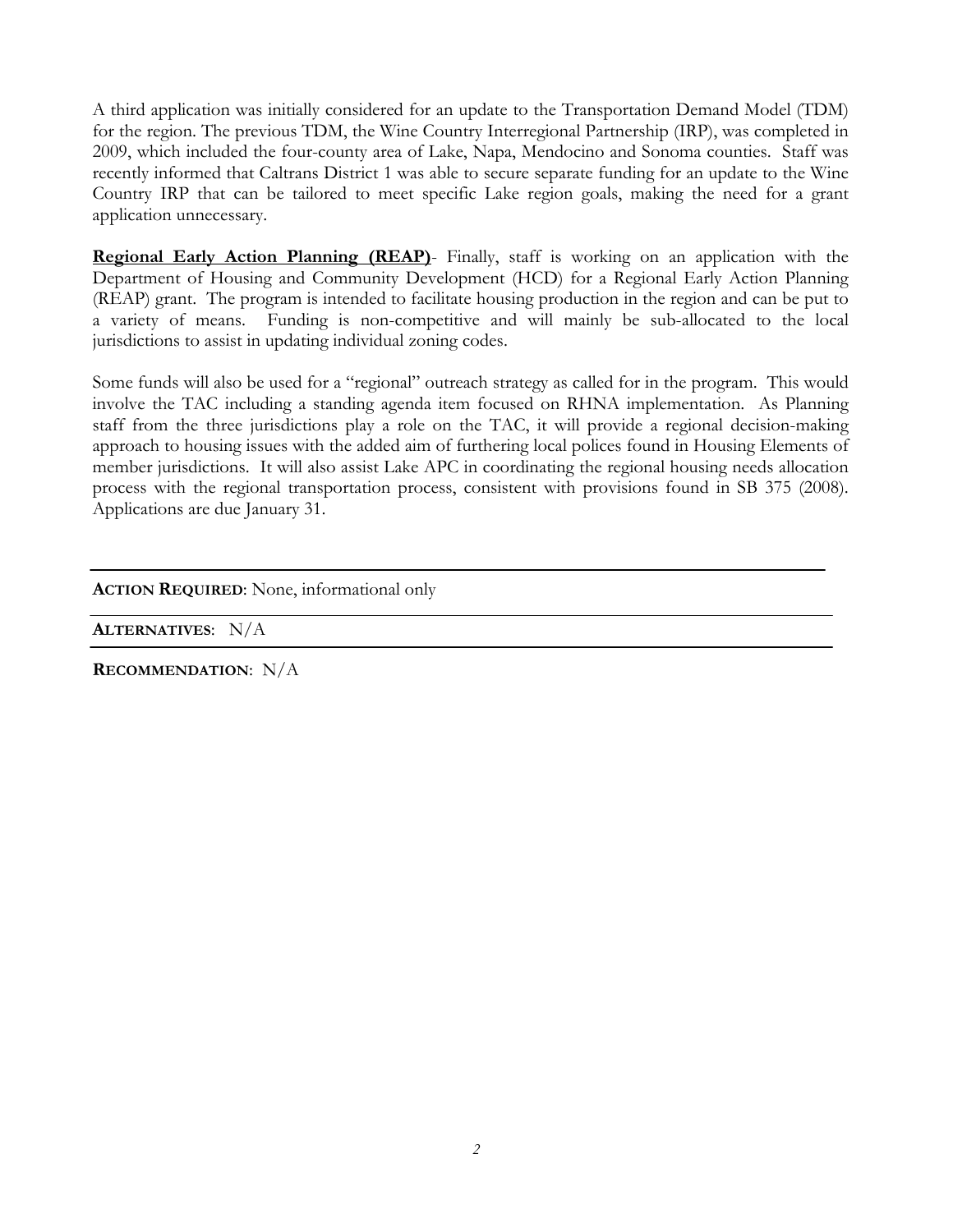A third application was initially considered for an update to the Transportation Demand Model (TDM) for the region. The previous TDM, the Wine Country Interregional Partnership (IRP), was completed in 2009, which included the four-county area of Lake, Napa, Mendocino and Sonoma counties. Staff was recently informed that Caltrans District 1 was able to secure separate funding for an update to the Wine Country IRP that can be tailored to meet specific Lake region goals, making the need for a grant application unnecessary.

**Regional Early Action Planning (REAP)**- Finally, staff is working on an application with the Department of Housing and Community Development (HCD) for a Regional Early Action Planning (REAP) grant. The program is intended to facilitate housing production in the region and can be put to a variety of means. Funding is non-competitive and will mainly be sub-allocated to the local jurisdictions to assist in updating individual zoning codes.

Some funds will also be used for a "regional" outreach strategy as called for in the program. This would involve the TAC including a standing agenda item focused on RHNA implementation. As Planning staff from the three jurisdictions play a role on the TAC, it will provide a regional decision-making approach to housing issues with the added aim of furthering local polices found in Housing Elements of member jurisdictions. It will also assist Lake APC in coordinating the regional housing needs allocation process with the regional transportation process, consistent with provisions found in SB 375 (2008). Applications are due January 31.

---

**ACTION REQUIRED**: None, informational only

---

**ALTERNATIVES**: N/A

---

**RECOMMENDATION**: N/A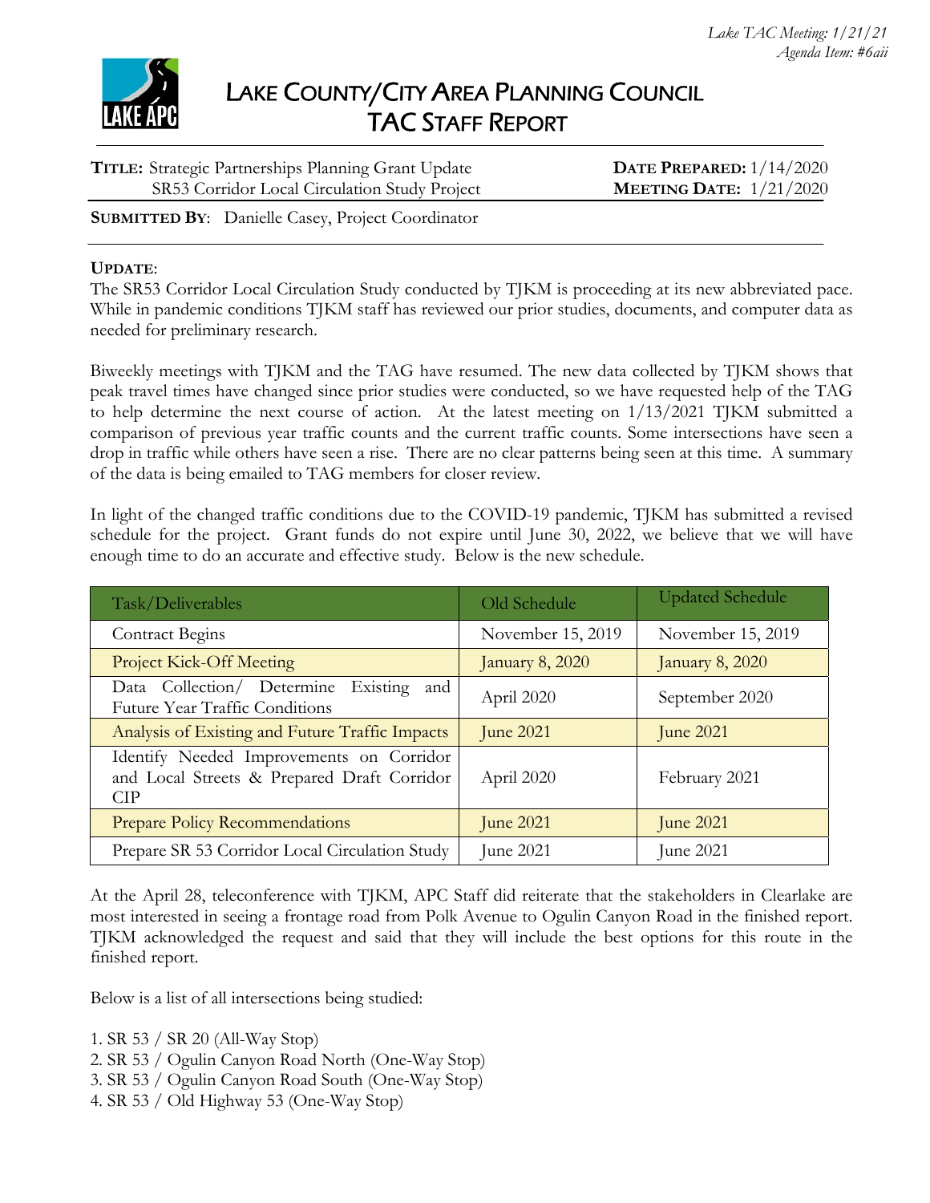*Lake TAC Meeting: 1/21/21*
*Agenda Item: #6aii*

# LAKE COUNTY/CITY AREA PLANNING COUNCIL
## TAC STAFF REPORT

**TITLE:** Strategic Partnerships Planning Grant Update
SR53 Corridor Local Circulation Study Project

**DATE PREPARED:** 1/14/2020
**MEETING DATE:** 1/21/2020

**SUBMITTED BY**: Danielle Casey, Project Coordinator

**UPDATE**:
The SR53 Corridor Local Circulation Study conducted by TJKM is proceeding at its new abbreviated pace. While in pandemic conditions TJKM staff has reviewed our prior studies, documents, and computer data as needed for preliminary research.

Biweekly meetings with TJKM and the TAG have resumed. The new data collected by TJKM shows that peak travel times have changed since prior studies were conducted, so we have requested help of the TAG to help determine the next course of action. At the latest meeting on 1/13/2021 TJKM submitted a comparison of previous year traffic counts and the current traffic counts. Some intersections have seen a drop in traffic while others have seen a rise. There are no clear patterns being seen at this time. A summary of the data is being emailed to TAG members for closer review.

In light of the changed traffic conditions due to the COVID-19 pandemic, TJKM has submitted a revised schedule for the project. Grant funds do not expire until June 30, 2022, we believe that we will have enough time to do an accurate and effective study. Below is the new schedule.

| Task/Deliverables | Old Schedule | Updated Schedule |
|---|---|---|
| Contract Begins | November 15, 2019 | November 15, 2019 |
| Project Kick-Off Meeting | January 8, 2020 | January 8, 2020 |
| Data Collection/ Determine Existing and Future Year Traffic Conditions | April 2020 | September 2020 |
| Analysis of Existing and Future Traffic Impacts | June 2021 | June 2021 |
| Identify Needed Improvements on Corridor and Local Streets & Prepared Draft Corridor CIP | April 2020 | February 2021 |
| Prepare Policy Recommendations | June 2021 | June 2021 |
| Prepare SR 53 Corridor Local Circulation Study | June 2021 | June 2021 |

At the April 28, teleconference with TJKM, APC Staff did reiterate that the stakeholders in Clearlake are most interested in seeing a frontage road from Polk Avenue to Ogulin Canyon Road in the finished report. TJKM acknowledged the request and said that they will include the best options for this route in the finished report.

Below is a list of all intersections being studied:

1. SR 53 / SR 20 (All-Way Stop)
2. SR 53 / Ogulin Canyon Road North (One-Way Stop)
3. SR 53 / Ogulin Canyon Road South (One-Way Stop)
4. SR 53 / Old Highway 53 (One-Way Stop)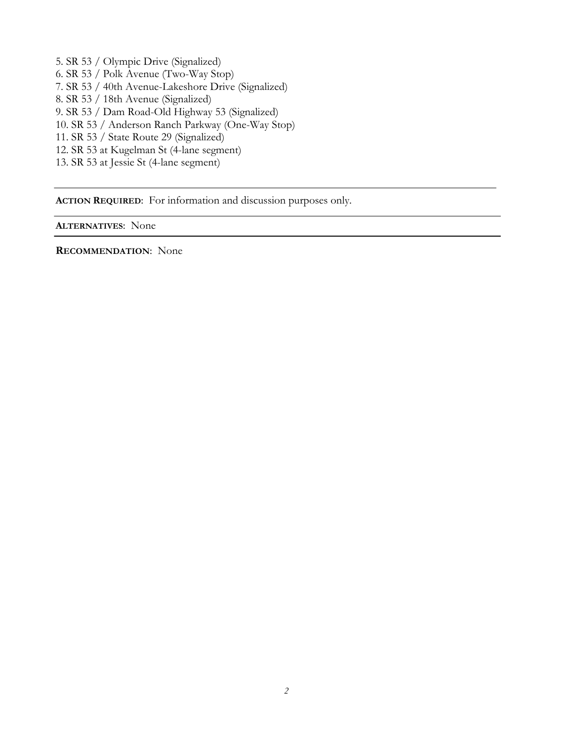5. SR 53 / Olympic Drive (Signalized)
6. SR 53 / Polk Avenue (Two-Way Stop)
7. SR 53 / 40th Avenue-Lakeshore Drive (Signalized)
8. SR 53 / 18th Avenue (Signalized)
9. SR 53 / Dam Road-Old Highway 53 (Signalized)
10. SR 53 / Anderson Ranch Parkway (One-Way Stop)
11. SR 53 / State Route 29 (Signalized)
12. SR 53 at Kugelman St (4-lane segment)
13. SR 53 at Jessie St (4-lane segment)

---

**ACTION REQUIRED**: For information and discussion purposes only.

---

**ALTERNATIVES**: None

---

**RECOMMENDATION**: None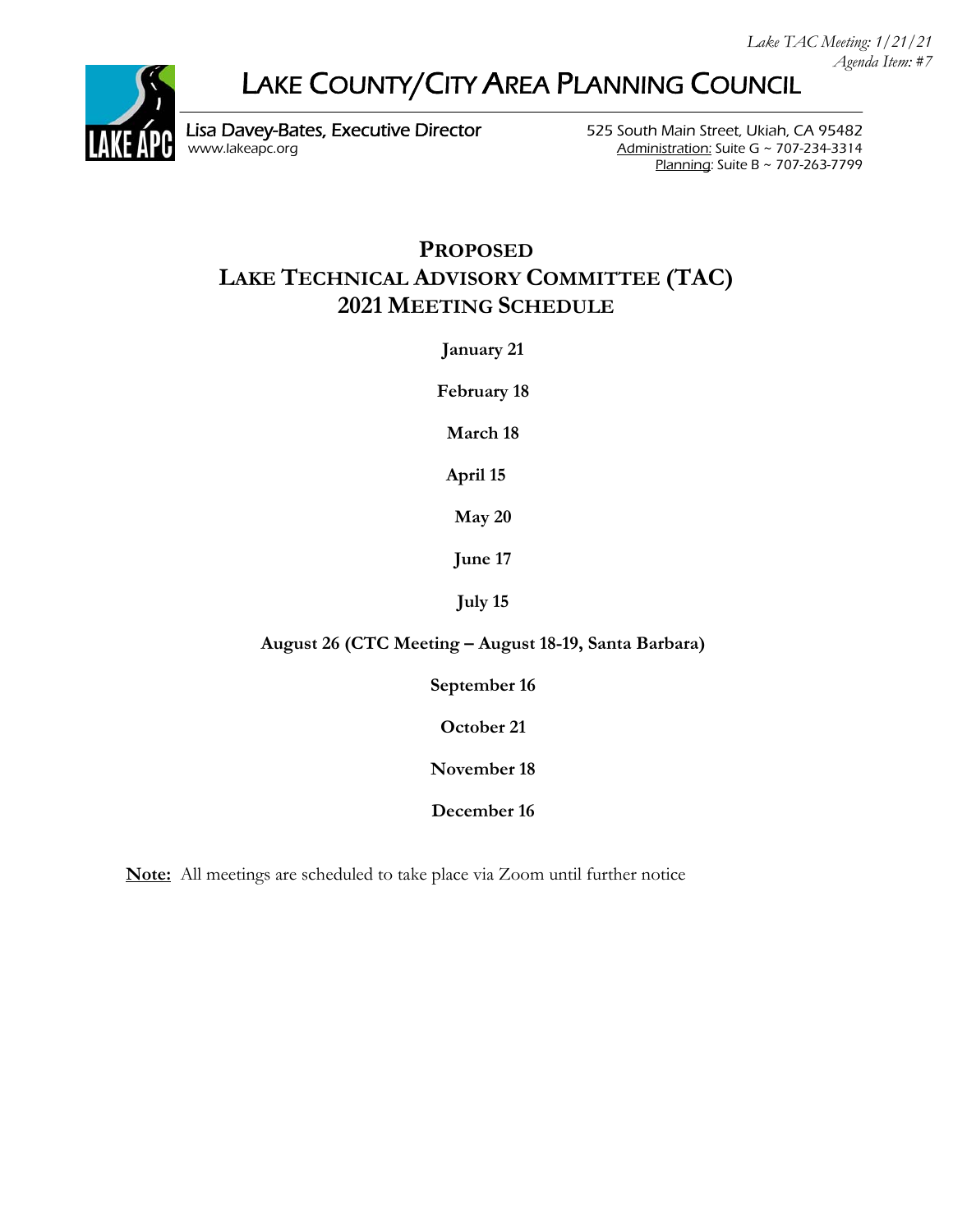*Lake TAC Meeting: 1/21/21*
*Agenda Item: #7*

# LAKE COUNTY/CITY AREA PLANNING COUNCIL

Lisa Davey-Bates, Executive Director
www.lakeapc.org

525 South Main Street, Ukiah, CA 95482
Administration: Suite G ~ 707-234-3314
Planning: Suite B ~ 707-263-7799

## PROPOSED LAKE TECHNICAL ADVISORY COMMITTEE (TAC) 2021 MEETING SCHEDULE

**January 21**

**February 18**

**March 18**

**April 15**

**May 20**

**June 17**

**July 15**

**August 26 (CTC Meeting – August 18-19, Santa Barbara)**

**September 16**

**October 21**

**November 18**

**December 16**

**Note:** All meetings are scheduled to take place via Zoom until further notice